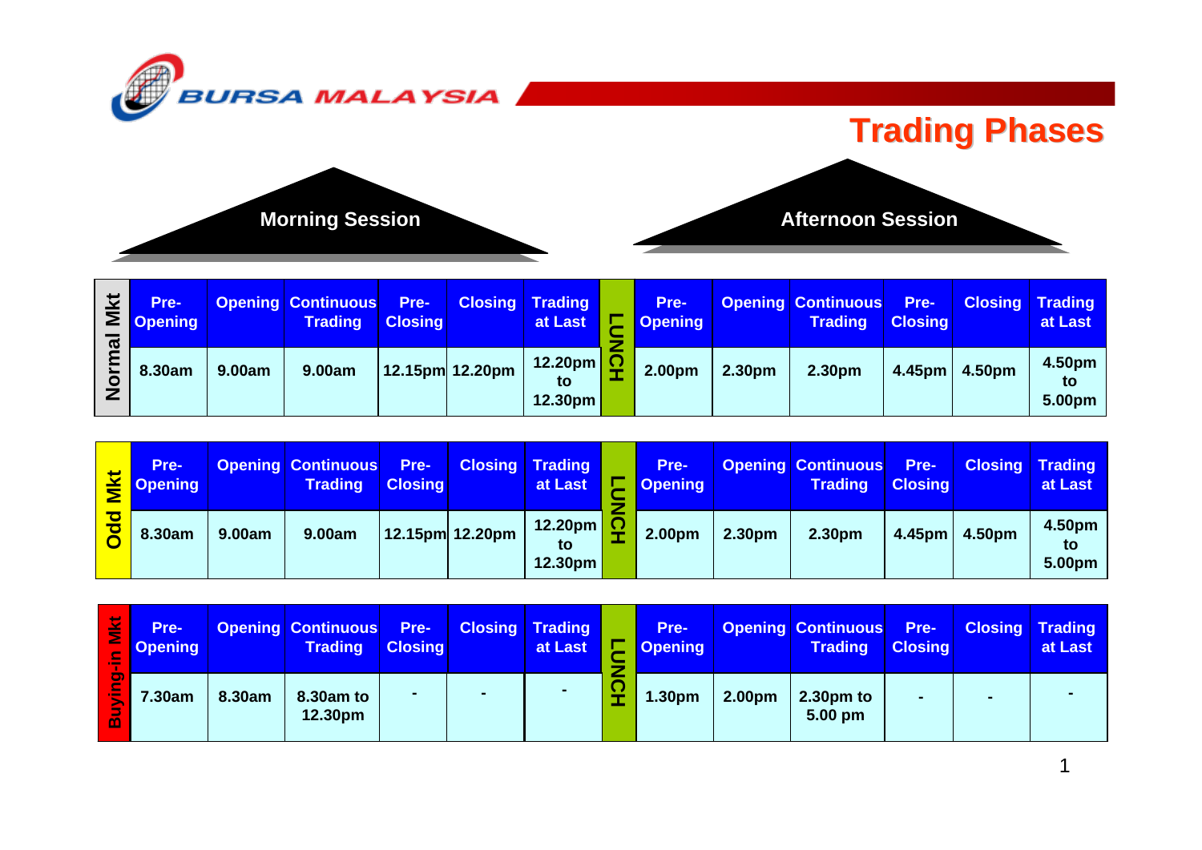# Trading Phases

BURSA MALAYSIA

| | Morning Session | | | | | | | Afternoon Session | | | | | |
|---|---|---|---|---|---|---|---|---|---|---|---|---|---|
| **Normal Mkt** | **Pre-Opening** | **Opening** | **Continuous Trading** | **Pre-Closing** | **Closing** | **Trading at Last** | **LUNCH** | **Pre-Opening** | **Opening** | **Continuous Trading** | **Pre-Closing** | **Closing** | **Trading at Last** |
| | 8.30am | 9.00am | 9.00am | 12.15pm | 12.20pm | 12.20pm to 12.30pm | | 2.00pm | 2.30pm | 2.30pm | 4.45pm | 4.50pm | 4.50pm to 5.00pm |
| **Odd Mkt** | **Pre-Opening** | **Opening** | **Continuous Trading** | **Pre-Closing** | **Closing** | **Trading at Last** | **LUNCH** | **Pre-Opening** | **Opening** | **Continuous Trading** | **Pre-Closing** | **Closing** | **Trading at Last** |
| | 8.30am | 9.00am | 9.00am | 12.15pm | 12.20pm | 12.20pm to 12.30pm | | 2.00pm | 2.30pm | 2.30pm | 4.45pm | 4.50pm | 4.50pm to 5.00pm |
| **Buying-in Mkt** | **Pre-Opening** | **Opening** | **Continuous Trading** | **Pre-Closing** | **Closing** | **Trading at Last** | **LUNCH** | **Pre-Opening** | **Opening** | **Continuous Trading** | **Pre-Closing** | **Closing** | **Trading at Last** |
| | 7.30am | 8.30am | 8.30am to 12.30pm | - | - | - | | 1.30pm | 2.00pm | 2.30pm to 5.00 pm | - | - | - |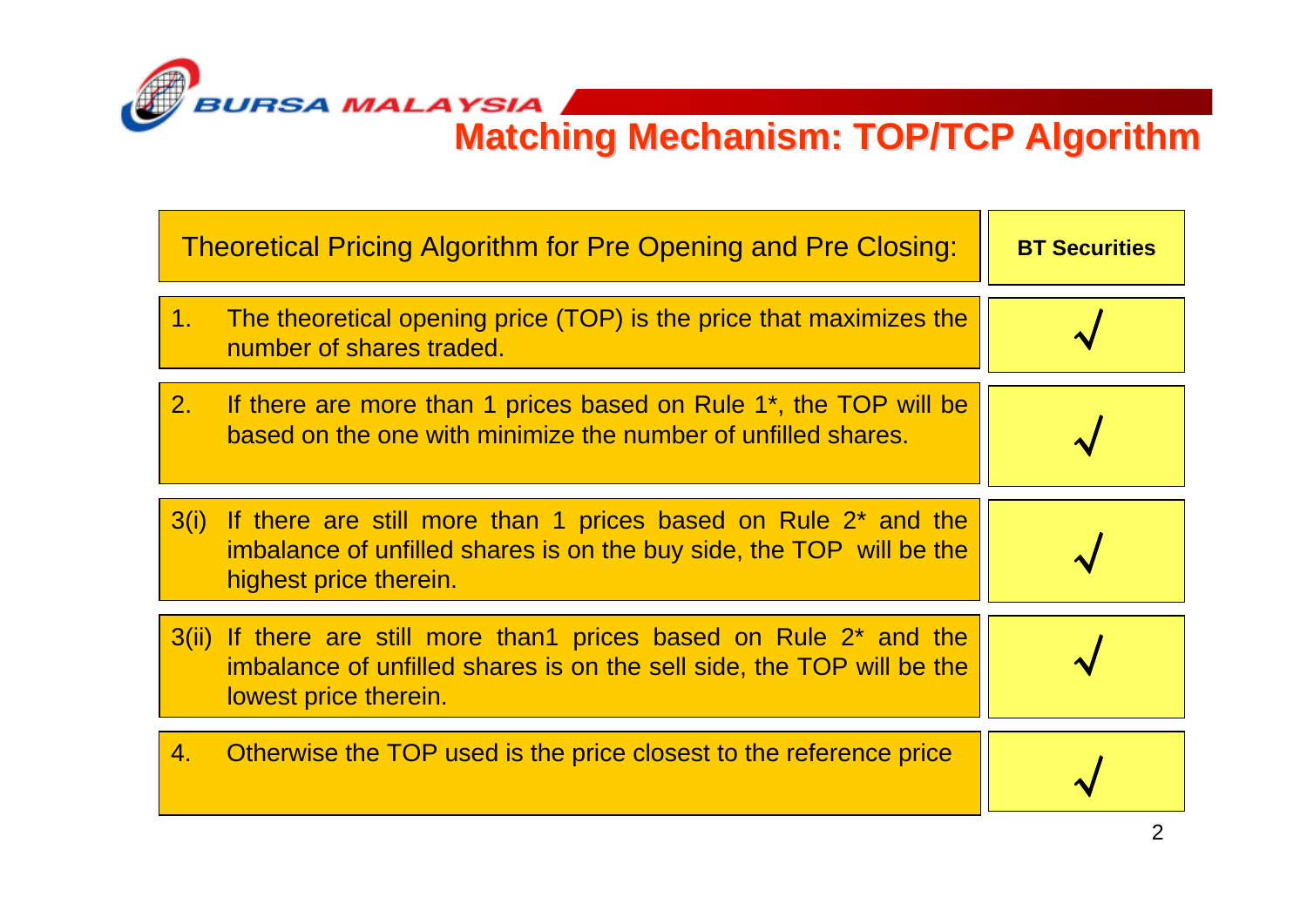## Matching Mechanism: TOP/TCP Algorithm

| Theoretical Pricing Algorithm for Pre Opening and Pre Closing: | BT Securities |
|---|---|
| 1. The theoretical opening price (TOP) is the price that maximizes the number of shares traded. | √ |
| 2. If there are more than 1 prices based on Rule 1*, the TOP will be based on the one with minimize the number of unfilled shares. | √ |
| 3(i) If there are still more than 1 prices based on Rule 2* and the imbalance of unfilled shares is on the buy side, the TOP will be the highest price therein. | √ |
| 3(ii) If there are still more than1 prices based on Rule 2* and the imbalance of unfilled shares is on the sell side, the TOP will be the lowest price therein. | √ |
| 4. Otherwise the TOP used is the price closest to the reference price | √ |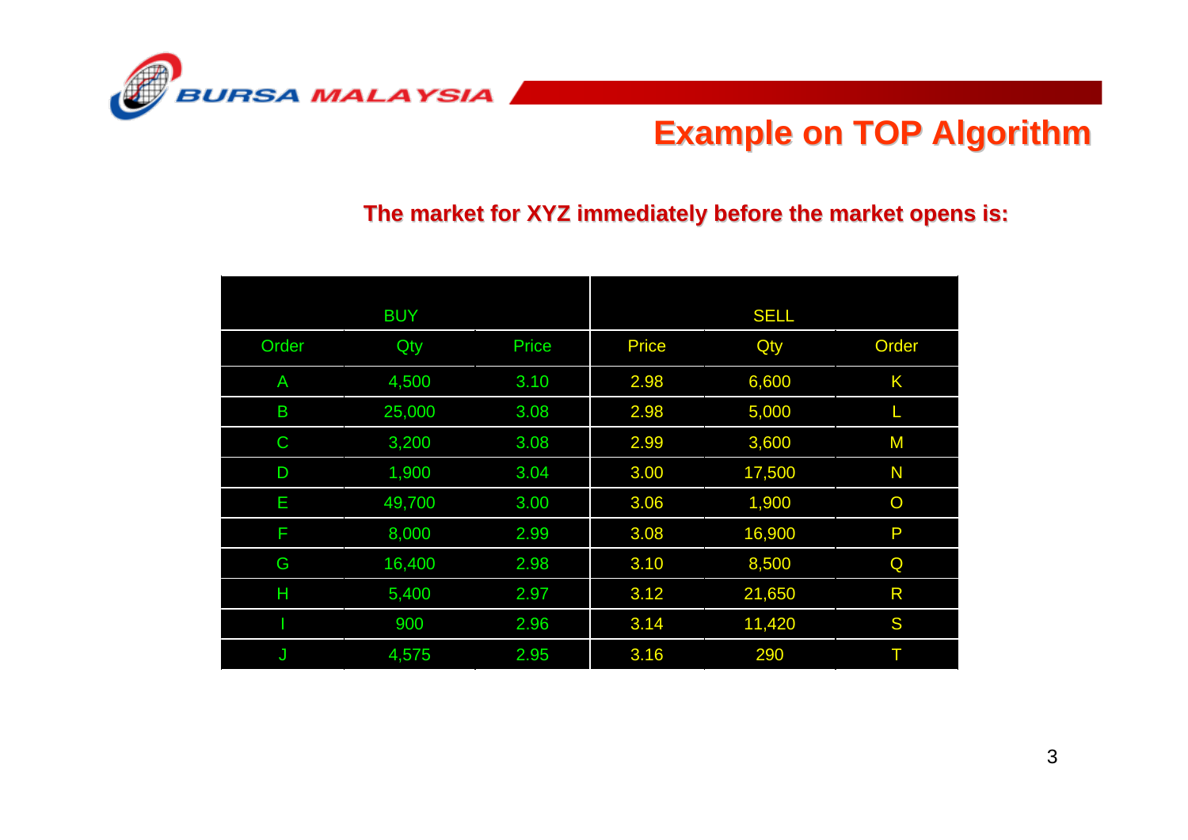# Example on TOP Algorithm

## The market for XYZ immediately before the market opens is:

| BUY | | | SELL | | |
|---|---|---|---|---|---|
| Order | Qty | Price | Price | Qty | Order |
| A | 4,500 | 3.10 | 2.98 | 6,600 | K |
| B | 25,000 | 3.08 | 2.98 | 5,000 | L |
| C | 3,200 | 3.08 | 2.99 | 3,600 | M |
| D | 1,900 | 3.04 | 3.00 | 17,500 | N |
| E | 49,700 | 3.00 | 3.06 | 1,900 | O |
| F | 8,000 | 2.99 | 3.08 | 16,900 | P |
| G | 16,400 | 2.98 | 3.10 | 8,500 | Q |
| H | 5,400 | 2.97 | 3.12 | 21,650 | R |
| I | 900 | 2.96 | 3.14 | 11,420 | S |
| J | 4,575 | 2.95 | 3.16 | 290 | T |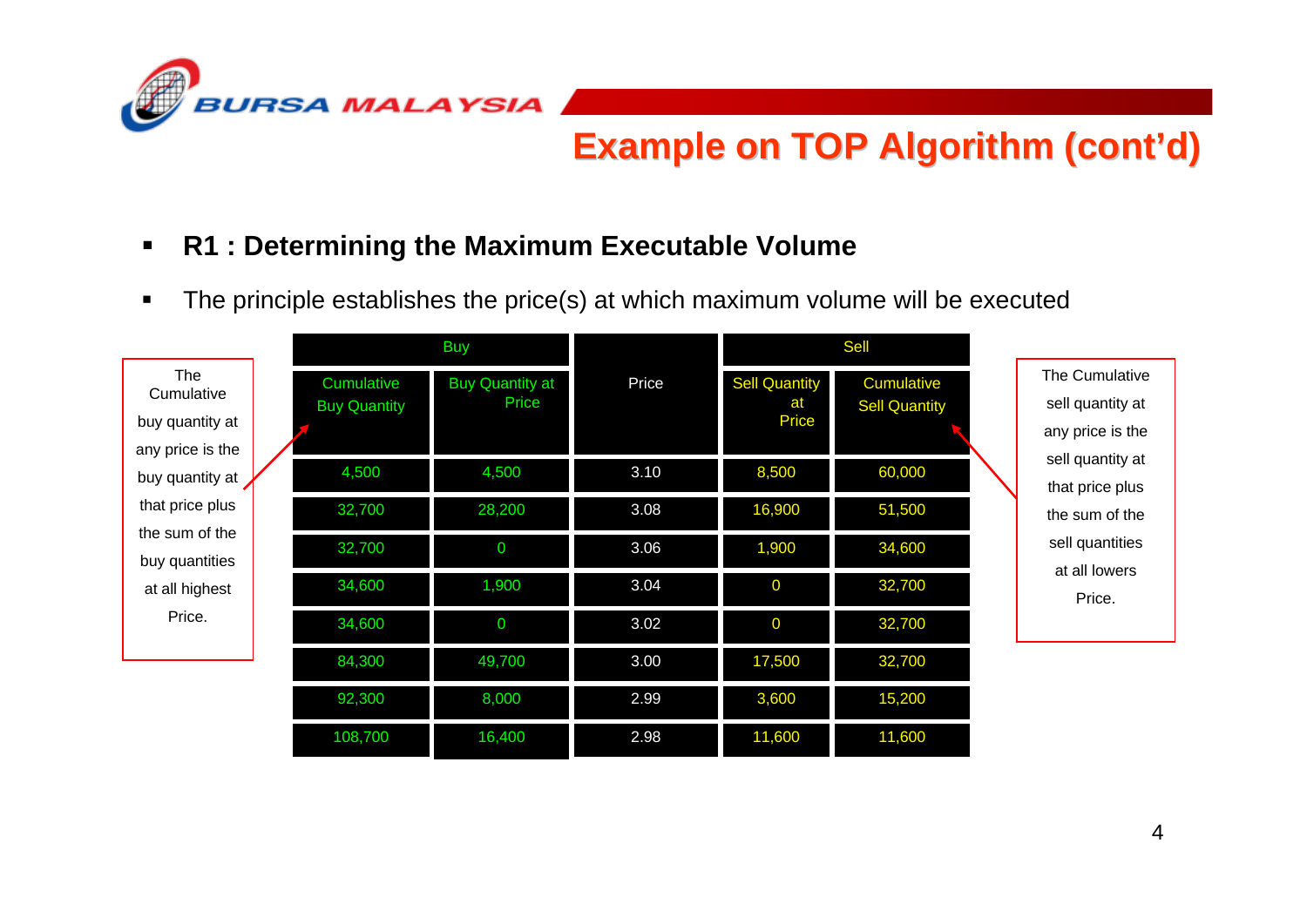# Example on TOP Algorithm (cont'd)

- **R1 : Determining the Maximum Executable Volume**
- The principle establishes the price(s) at which maximum volume will be executed

The Cumulative buy quantity at any price is the buy quantity at that price plus the sum of the buy quantities at all highest Price.

| Buy | | Price | Sell | |
|---|---|---|---|---|
| Cumulative Buy Quantity | Buy Quantity at Price | | Sell Quantity at Price | Cumulative Sell Quantity |
| 4,500 | 4,500 | 3.10 | 8,500 | 60,000 |
| 32,700 | 28,200 | 3.08 | 16,900 | 51,500 |
| 32,700 | 0 | 3.06 | 1,900 | 34,600 |
| 34,600 | 1,900 | 3.04 | 0 | 32,700 |
| 34,600 | 0 | 3.02 | 0 | 32,700 |
| 84,300 | 49,700 | 3.00 | 17,500 | 32,700 |
| 92,300 | 8,000 | 2.99 | 3,600 | 15,200 |
| 108,700 | 16,400 | 2.98 | 11,600 | 11,600 |

The Cumulative sell quantity at any price is the sell quantity at that price plus the sum of the sell quantities at all lowers Price.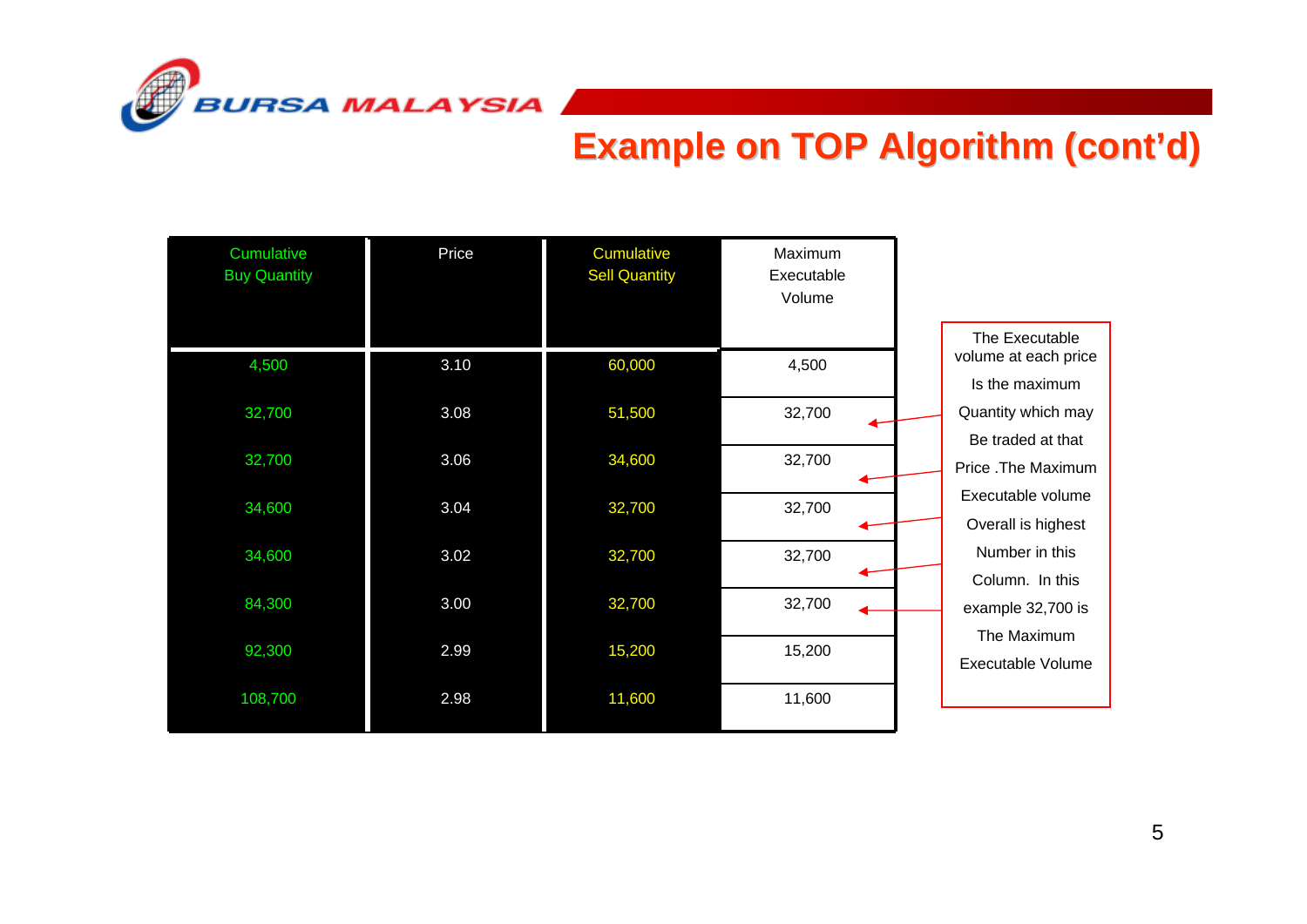# Example on TOP Algorithm (cont'd)

| Cumulative Buy Quantity | Price | Cumulative Sell Quantity | Maximum Executable Volume |
|---|---|---|---|
| 4,500 | 3.10 | 60,000 | 4,500 |
| 32,700 | 3.08 | 51,500 | 32,700 |
| 32,700 | 3.06 | 34,600 | 32,700 |
| 34,600 | 3.04 | 32,700 | 32,700 |
| 34,600 | 3.02 | 32,700 | 32,700 |
| 84,300 | 3.00 | 32,700 | 32,700 |
| 92,300 | 2.99 | 15,200 | 15,200 |
| 108,700 | 2.98 | 11,600 | 11,600 |

The Executable volume at each price Is the maximum Quantity which may Be traded at that Price .The Maximum Executable volume Overall is highest Number in this Column. In this example 32,700 is The Maximum Executable Volume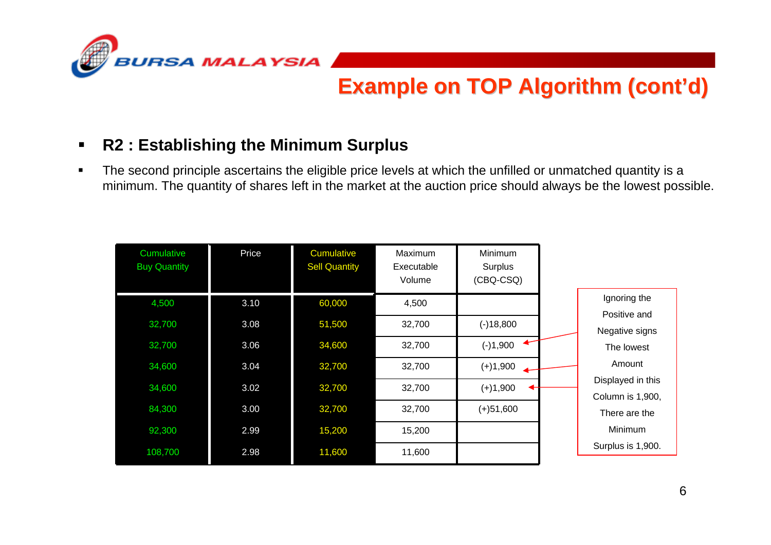## Example on TOP Algorithm (cont'd)

- **R2 : Establishing the Minimum Surplus**
- The second principle ascertains the eligible price levels at which the unfilled or unmatched quantity is a minimum. The quantity of shares left in the market at the auction price should always be the lowest possible.

| Cumulative Buy Quantity | Price | Cumulative Sell Quantity | Maximum Executable Volume | Minimum Surplus (CBQ-CSQ) |
|---|---|---|---|---|
| 4,500 | 3.10 | 60,000 | 4,500 | |
| 32,700 | 3.08 | 51,500 | 32,700 | (-)18,800 |
| 32,700 | 3.06 | 34,600 | 32,700 | (-)1,900 |
| 34,600 | 3.04 | 32,700 | 32,700 | (+)1,900 |
| 34,600 | 3.02 | 32,700 | 32,700 | (+)1,900 |
| 84,300 | 3.00 | 32,700 | 32,700 | (+)51,600 |
| 92,300 | 2.99 | 15,200 | 15,200 | |
| 108,700 | 2.98 | 11,600 | 11,600 | |

Ignoring the Positive and Negative signs The lowest Amount Displayed in this Column is 1,900, There are the Minimum Surplus is 1,900.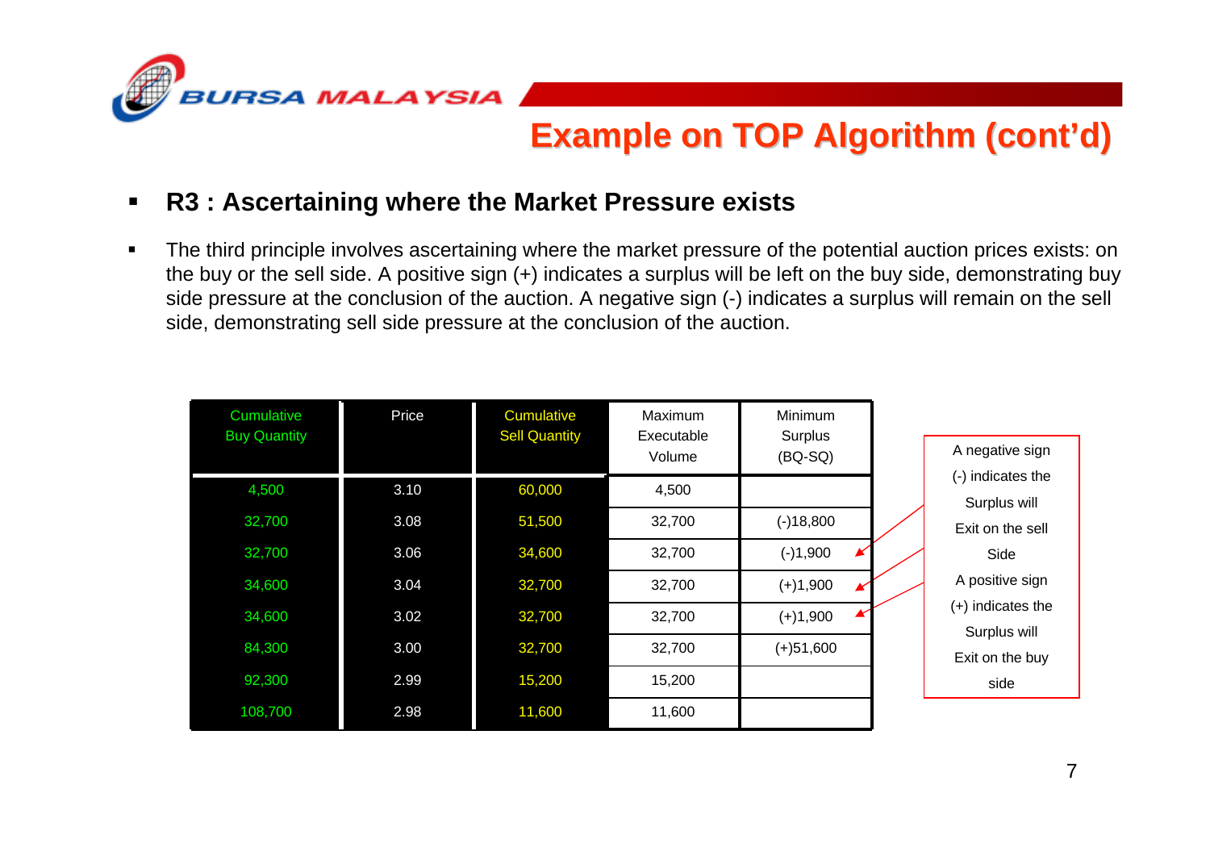# Example on TOP Algorithm (cont'd)

- **R3 : Ascertaining where the Market Pressure exists**

- The third principle involves ascertaining where the market pressure of the potential auction prices exists: on the buy or the sell side. A positive sign (+) indicates a surplus will be left on the buy side, demonstrating buy side pressure at the conclusion of the auction. A negative sign (-) indicates a surplus will remain on the sell side, demonstrating sell side pressure at the conclusion of the auction.

| Cumulative Buy Quantity | Price | Cumulative Sell Quantity | Maximum Executable Volume | Minimum Surplus (BQ-SQ) |
|---|---|---|---|---|
| 4,500 | 3.10 | 60,000 | 4,500 | |
| 32,700 | 3.08 | 51,500 | 32,700 | (-)18,800 |
| 32,700 | 3.06 | 34,600 | 32,700 | (-)1,900 |
| 34,600 | 3.04 | 32,700 | 32,700 | (+)1,900 |
| 34,600 | 3.02 | 32,700 | 32,700 | (+)1,900 |
| 84,300 | 3.00 | 32,700 | 32,700 | (+)51,600 |
| 92,300 | 2.99 | 15,200 | 15,200 | |
| 108,700 | 2.98 | 11,600 | 11,600 | |

A negative sign (-) indicates the Surplus will Exit on the sell Side

A positive sign (+) indicates the Surplus will Exit on the buy side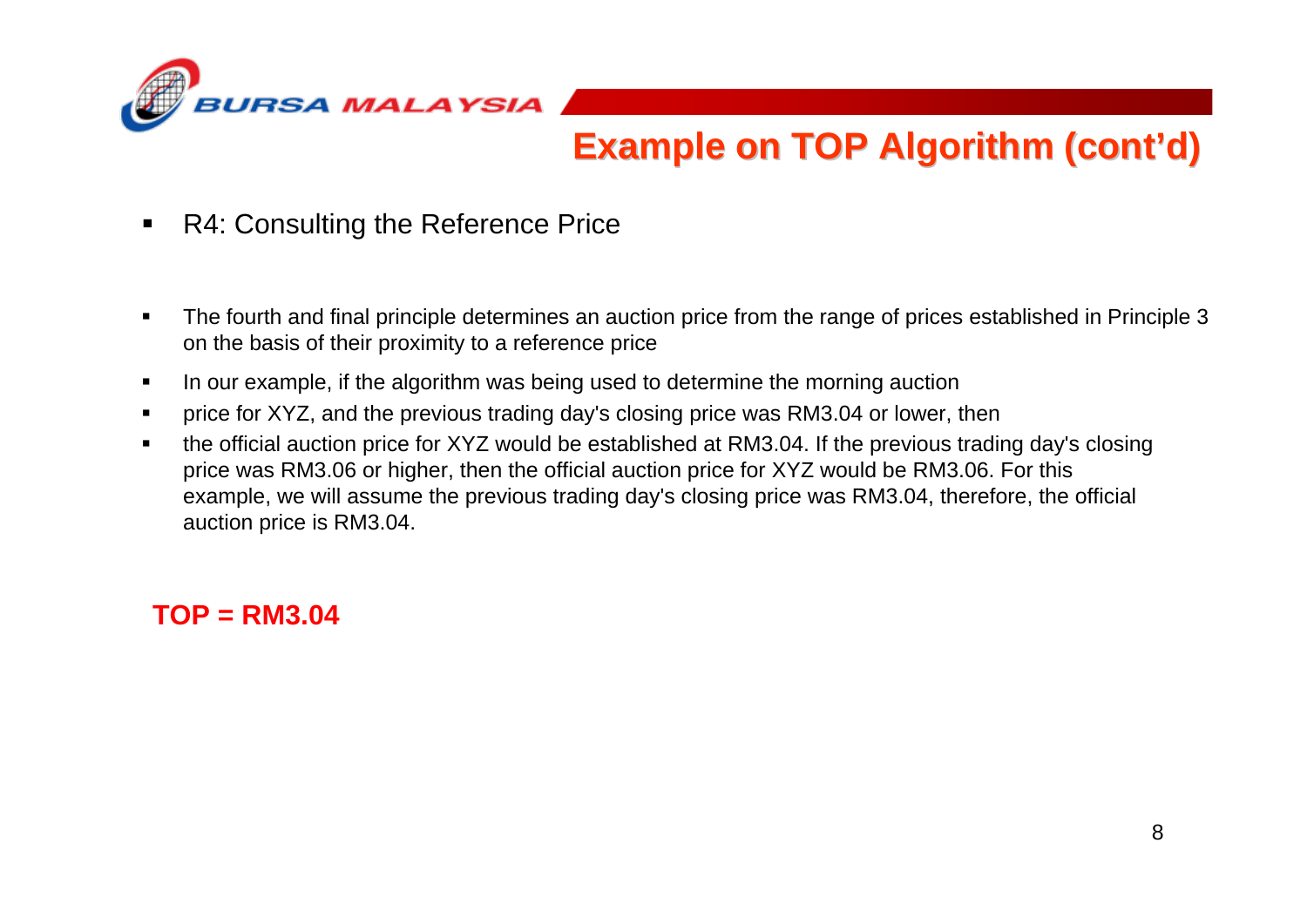# Example on TOP Algorithm (cont'd)

- R4: Consulting the Reference Price

- The fourth and final principle determines an auction price from the range of prices established in Principle 3 on the basis of their proximity to a reference price
- In our example, if the algorithm was being used to determine the morning auction
- price for XYZ, and the previous trading day's closing price was RM3.04 or lower, then
- the official auction price for XYZ would be established at RM3.04. If the previous trading day's closing price was RM3.06 or higher, then the official auction price for XYZ would be RM3.06. For this example, we will assume the previous trading day's closing price was RM3.04, therefore, the official auction price is RM3.04.

**TOP = RM3.04**